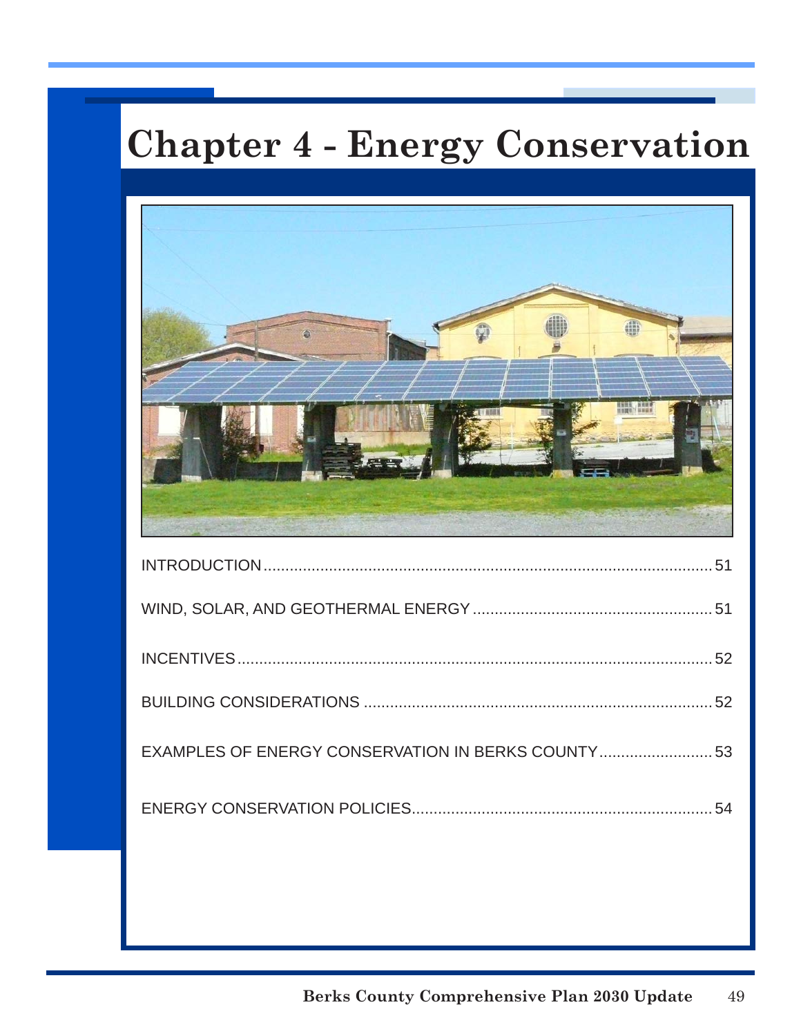# Chapter 4 - Energy Conservation

INTRODUCTION ........................................................................................................ 51

WIND, SOLAR, AND GEOTHERMAL ENERGY ........................................................ 51

INCENTIVES ........................................................................................................... 52

BUILDING CONSIDERATIONS ............................................................................... 52

EXAMPLES OF ENERGY CONSERVATION IN BERKS COUNTY ......................... 53

ENERGY CONSERVATION POLICIES .................................................................... 54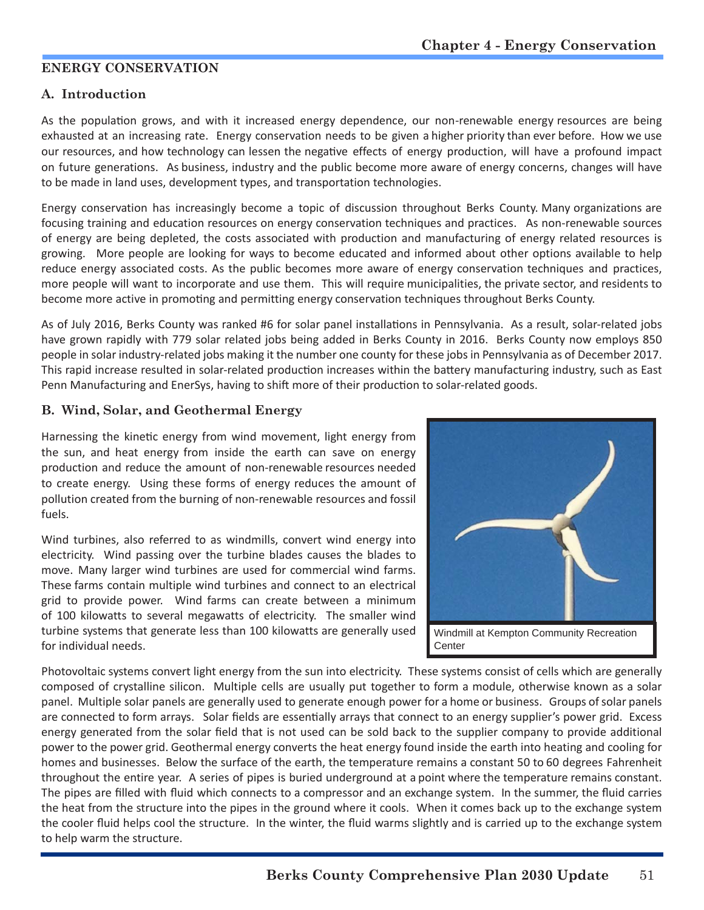## ENERGY CONSERVATION

### A. Introduction

As the population grows, and with it increased energy dependence, our non-renewable energy resources are being exhausted at an increasing rate. Energy conservation needs to be given a higher priority than ever before. How we use our resources, and how technology can lessen the negative effects of energy production, will have a profound impact on future generations. As business, industry and the public become more aware of energy concerns, changes will have to be made in land uses, development types, and transportation technologies.

Energy conservation has increasingly become a topic of discussion throughout Berks County. Many organizations are focusing training and education resources on energy conservation techniques and practices. As non-renewable sources of energy are being depleted, the costs associated with production and manufacturing of energy related resources is growing. More people are looking for ways to become educated and informed about other options available to help reduce energy associated costs. As the public becomes more aware of energy conservation techniques and practices, more people will want to incorporate and use them. This will require municipalities, the private sector, and residents to become more active in promoting and permitting energy conservation techniques throughout Berks County.

As of July 2016, Berks County was ranked #6 for solar panel installations in Pennsylvania. As a result, solar-related jobs have grown rapidly with 779 solar related jobs being added in Berks County in 2016. Berks County now employs 850 people in solar industry-related jobs making it the number one county for these jobs in Pennsylvania as of December 2017. This rapid increase resulted in solar-related production increases within the battery manufacturing industry, such as East Penn Manufacturing and EnerSys, having to shift more of their production to solar-related goods.

### B. Wind, Solar, and Geothermal Energy

Harnessing the kinetic energy from wind movement, light energy from the sun, and heat energy from inside the earth can save on energy production and reduce the amount of non-renewable resources needed to create energy. Using these forms of energy reduces the amount of pollution created from the burning of non-renewable resources and fossil fuels.

Wind turbines, also referred to as windmills, convert wind energy into electricity. Wind passing over the turbine blades causes the blades to move. Many larger wind turbines are used for commercial wind farms. These farms contain multiple wind turbines and connect to an electrical grid to provide power. Wind farms can create between a minimum of 100 kilowatts to several megawatts of electricity. The smaller wind turbine systems that generate less than 100 kilowatts are generally used for individual needs.

Windmill at Kempton Community Recreation Center

Photovoltaic systems convert light energy from the sun into electricity. These systems consist of cells which are generally composed of crystalline silicon. Multiple cells are usually put together to form a module, otherwise known as a solar panel. Multiple solar panels are generally used to generate enough power for a home or business. Groups of solar panels are connected to form arrays. Solar fields are essentially arrays that connect to an energy supplier's power grid. Excess energy generated from the solar field that is not used can be sold back to the supplier company to provide additional power to the power grid. Geothermal energy converts the heat energy found inside the earth into heating and cooling for homes and businesses. Below the surface of the earth, the temperature remains a constant 50 to 60 degrees Fahrenheit throughout the entire year. A series of pipes is buried underground at a point where the temperature remains constant. The pipes are filled with fluid which connects to a compressor and an exchange system. In the summer, the fluid carries the heat from the structure into the pipes in the ground where it cools. When it comes back up to the exchange system the cooler fluid helps cool the structure. In the winter, the fluid warms slightly and is carried up to the exchange system to help warm the structure.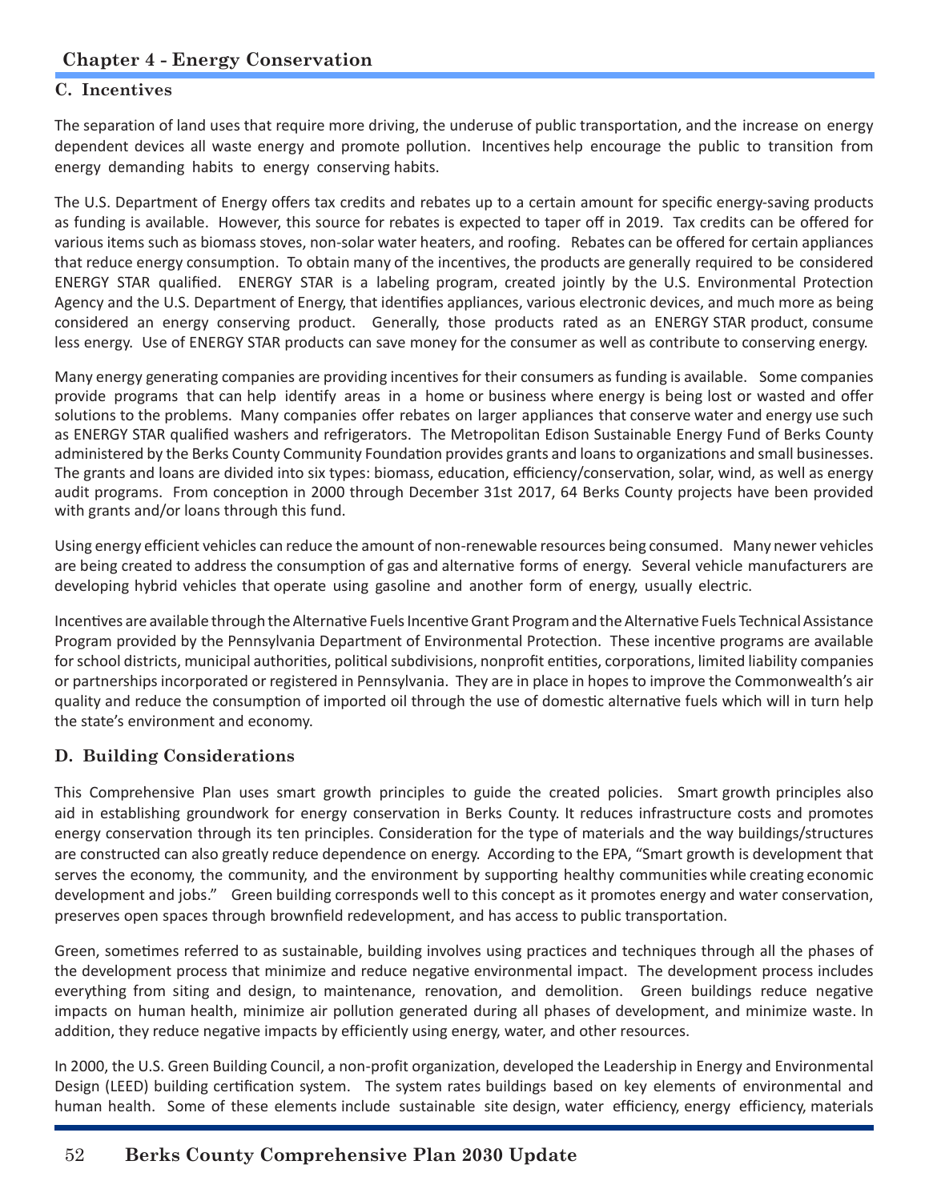## C. Incentives

The separation of land uses that require more driving, the underuse of public transportation, and the increase on energy dependent devices all waste energy and promote pollution. Incentives help encourage the public to transition from energy demanding habits to energy conserving habits.

The U.S. Department of Energy offers tax credits and rebates up to a certain amount for specific energy-saving products as funding is available. However, this source for rebates is expected to taper off in 2019. Tax credits can be offered for various items such as biomass stoves, non-solar water heaters, and roofing. Rebates can be offered for certain appliances that reduce energy consumption. To obtain many of the incentives, the products are generally required to be considered ENERGY STAR qualified. ENERGY STAR is a labeling program, created jointly by the U.S. Environmental Protection Agency and the U.S. Department of Energy, that identifies appliances, various electronic devices, and much more as being considered an energy conserving product. Generally, those products rated as an ENERGY STAR product, consume less energy. Use of ENERGY STAR products can save money for the consumer as well as contribute to conserving energy.

Many energy generating companies are providing incentives for their consumers as funding is available. Some companies provide programs that can help identify areas in a home or business where energy is being lost or wasted and offer solutions to the problems. Many companies offer rebates on larger appliances that conserve water and energy use such as ENERGY STAR qualified washers and refrigerators. The Metropolitan Edison Sustainable Energy Fund of Berks County administered by the Berks County Community Foundation provides grants and loans to organizations and small businesses. The grants and loans are divided into six types: biomass, education, efficiency/conservation, solar, wind, as well as energy audit programs. From conception in 2000 through December 31st 2017, 64 Berks County projects have been provided with grants and/or loans through this fund.

Using energy efficient vehicles can reduce the amount of non-renewable resources being consumed. Many newer vehicles are being created to address the consumption of gas and alternative forms of energy. Several vehicle manufacturers are developing hybrid vehicles that operate using gasoline and another form of energy, usually electric.

Incentives are available through the Alternative Fuels Incentive Grant Program and the Alternative Fuels Technical Assistance Program provided by the Pennsylvania Department of Environmental Protection. These incentive programs are available for school districts, municipal authorities, political subdivisions, nonprofit entities, corporations, limited liability companies or partnerships incorporated or registered in Pennsylvania. They are in place in hopes to improve the Commonwealth's air quality and reduce the consumption of imported oil through the use of domestic alternative fuels which will in turn help the state's environment and economy.

## D. Building Considerations

This Comprehensive Plan uses smart growth principles to guide the created policies. Smart growth principles also aid in establishing groundwork for energy conservation in Berks County. It reduces infrastructure costs and promotes energy conservation through its ten principles. Consideration for the type of materials and the way buildings/structures are constructed can also greatly reduce dependence on energy. According to the EPA, "Smart growth is development that serves the economy, the community, and the environment by supporting healthy communities while creating economic development and jobs." Green building corresponds well to this concept as it promotes energy and water conservation, preserves open spaces through brownfield redevelopment, and has access to public transportation.

Green, sometimes referred to as sustainable, building involves using practices and techniques through all the phases of the development process that minimize and reduce negative environmental impact. The development process includes everything from siting and design, to maintenance, renovation, and demolition. Green buildings reduce negative impacts on human health, minimize air pollution generated during all phases of development, and minimize waste. In addition, they reduce negative impacts by efficiently using energy, water, and other resources.

In 2000, the U.S. Green Building Council, a non-profit organization, developed the Leadership in Energy and Environmental Design (LEED) building certification system. The system rates buildings based on key elements of environmental and human health. Some of these elements include sustainable site design, water efficiency, energy efficiency, materials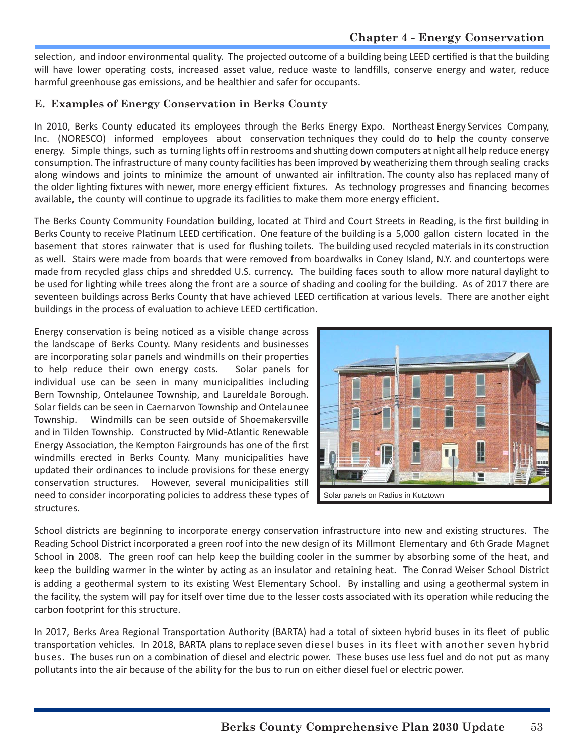selection, and indoor environmental quality. The projected outcome of a building being LEED certified is that the building will have lower operating costs, increased asset value, reduce waste to landfills, conserve energy and water, reduce harmful greenhouse gas emissions, and be healthier and safer for occupants.

### E. Examples of Energy Conservation in Berks County

In 2010, Berks County educated its employees through the Berks Energy Expo. Northeast Energy Services Company, Inc. (NORESCO) informed employees about conservation techniques they could do to help the county conserve energy. Simple things, such as turning lights off in restrooms and shutting down computers at night all help reduce energy consumption. The infrastructure of many county facilities has been improved by weatherizing them through sealing cracks along windows and joints to minimize the amount of unwanted air infiltration. The county also has replaced many of the older lighting fixtures with newer, more energy efficient fixtures. As technology progresses and financing becomes available, the county will continue to upgrade its facilities to make them more energy efficient.

The Berks County Community Foundation building, located at Third and Court Streets in Reading, is the first building in Berks County to receive Platinum LEED certification. One feature of the building is a 5,000 gallon cistern located in the basement that stores rainwater that is used for flushing toilets. The building used recycled materials in its construction as well. Stairs were made from boards that were removed from boardwalks in Coney Island, N.Y. and countertops were made from recycled glass chips and shredded U.S. currency. The building faces south to allow more natural daylight to be used for lighting while trees along the front are a source of shading and cooling for the building. As of 2017 there are seventeen buildings across Berks County that have achieved LEED certification at various levels. There are another eight buildings in the process of evaluation to achieve LEED certification.

Energy conservation is being noticed as a visible change across the landscape of Berks County. Many residents and businesses are incorporating solar panels and windmills on their properties to help reduce their own energy costs. Solar panels for individual use can be seen in many municipalities including Bern Township, Ontelaunee Township, and Laureldale Borough. Solar fields can be seen in Caernarvon Township and Ontelaunee Township. Windmills can be seen outside of Shoemakersville and in Tilden Township. Constructed by Mid-Atlantic Renewable Energy Association, the Kempton Fairgrounds has one of the first windmills erected in Berks County. Many municipalities have updated their ordinances to include provisions for these energy conservation structures. However, several municipalities still need to consider incorporating policies to address these types of structures.

Solar panels on Radius in Kutztown

School districts are beginning to incorporate energy conservation infrastructure into new and existing structures. The Reading School District incorporated a green roof into the new design of its Millmont Elementary and 6th Grade Magnet School in 2008. The green roof can help keep the building cooler in the summer by absorbing some of the heat, and keep the building warmer in the winter by acting as an insulator and retaining heat. The Conrad Weiser School District is adding a geothermal system to its existing West Elementary School. By installing and using a geothermal system in the facility, the system will pay for itself over time due to the lesser costs associated with its operation while reducing the carbon footprint for this structure.

In 2017, Berks Area Regional Transportation Authority (BARTA) had a total of sixteen hybrid buses in its fleet of public transportation vehicles. In 2018, BARTA plans to replace seven diesel buses in its fleet with another seven hybrid buses. The buses run on a combination of diesel and electric power. These buses use less fuel and do not put as many pollutants into the air because of the ability for the bus to run on either diesel fuel or electric power.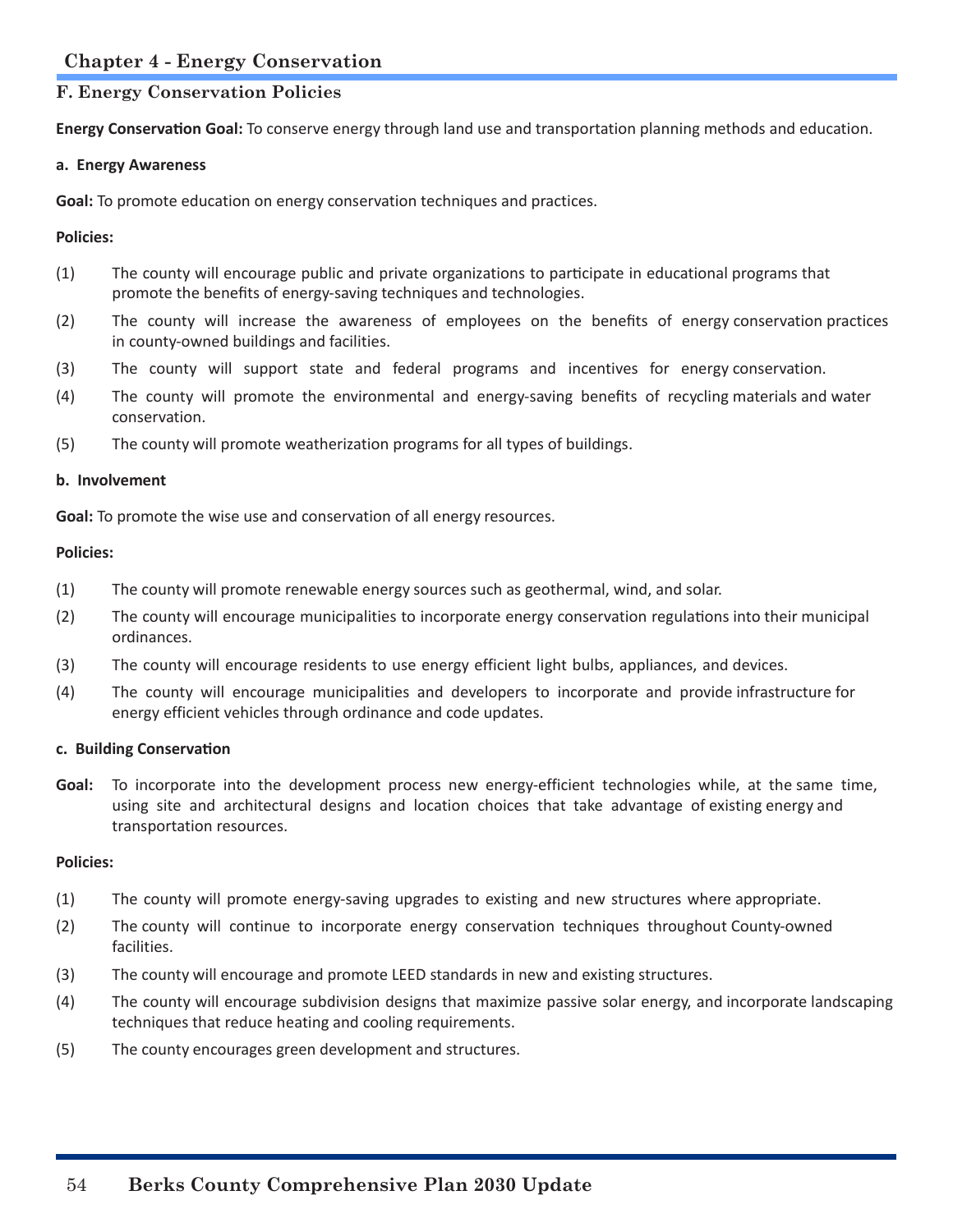## Chapter 4 - Energy Conservation

### F. Energy Conservation Policies

**Energy Conservation Goal:** To conserve energy through land use and transportation planning methods and education.

**a. Energy Awareness**

**Goal:** To promote education on energy conservation techniques and practices.

**Policies:**

(1) The county will encourage public and private organizations to participate in educational programs that promote the benefits of energy-saving techniques and technologies.

(2) The county will increase the awareness of employees on the benefits of energy conservation practices in county-owned buildings and facilities.

(3) The county will support state and federal programs and incentives for energy conservation.

(4) The county will promote the environmental and energy-saving benefits of recycling materials and water conservation.

(5) The county will promote weatherization programs for all types of buildings.

**b. Involvement**

**Goal:** To promote the wise use and conservation of all energy resources.

**Policies:**

(1) The county will promote renewable energy sources such as geothermal, wind, and solar.

(2) The county will encourage municipalities to incorporate energy conservation regulations into their municipal ordinances.

(3) The county will encourage residents to use energy efficient light bulbs, appliances, and devices.

(4) The county will encourage municipalities and developers to incorporate and provide infrastructure for energy efficient vehicles through ordinance and code updates.

**c. Building Conservation**

**Goal:** To incorporate into the development process new energy-efficient technologies while, at the same time, using site and architectural designs and location choices that take advantage of existing energy and transportation resources.

**Policies:**

(1) The county will promote energy-saving upgrades to existing and new structures where appropriate.

(2) The county will continue to incorporate energy conservation techniques throughout County-owned facilities.

(3) The county will encourage and promote LEED standards in new and existing structures.

(4) The county will encourage subdivision designs that maximize passive solar energy, and incorporate landscaping techniques that reduce heating and cooling requirements.

(5) The county encourages green development and structures.